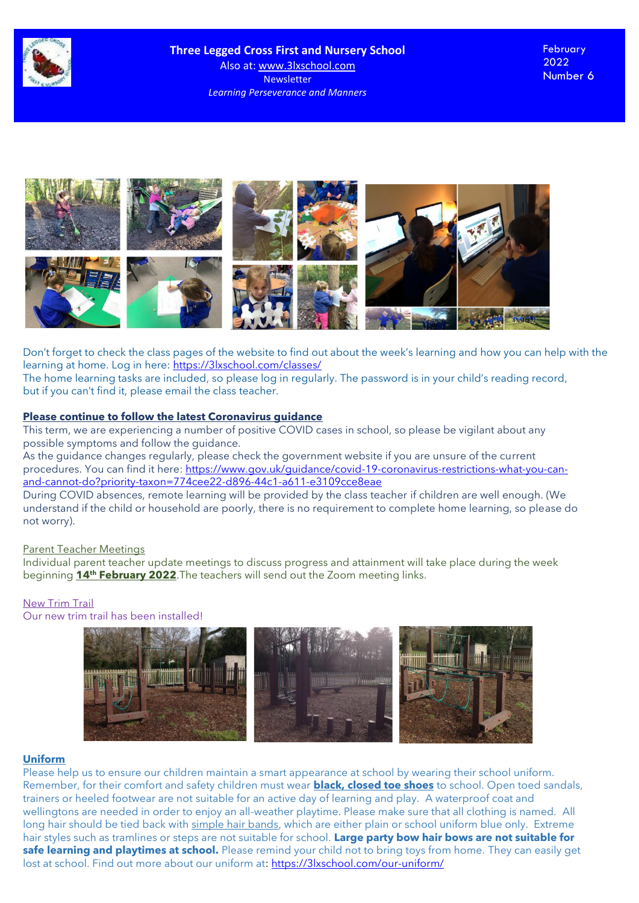# Three Legged Cross First and Nursery School

Also at: www.3lxschool.com

Newsletter

*Learning Perseverance and Manners*

February 2022
Number 6

Don't forget to check the class pages of the website to find out about the week's learning and how you can help with the learning at home. Log in here: https://3lxschool.com/classes/

The home learning tasks are included, so please log in regularly. The password is in your child's reading record, but if you can't find it, please email the class teacher.

## Please continue to follow the latest Coronavirus guidance

This term, we are experiencing a number of positive COVID cases in school, so please be vigilant about any possible symptoms and follow the guidance.

As the guidance changes regularly, please check the government website if you are unsure of the current procedures. You can find it here: https://www.gov.uk/guidance/covid-19-coronavirus-restrictions-what-you-can-and-cannot-do?priority-taxon=774cee22-d896-44c1-a611-e3109cce8eae

During COVID absences, remote learning will be provided by the class teacher if children are well enough. (We understand if the child or household are poorly, there is no requirement to complete home learning, so please do not worry).

## Parent Teacher Meetings

Individual parent teacher update meetings to discuss progress and attainment will take place during the week beginning **14th February 2022**.The teachers will send out the Zoom meeting links.

## New Trim Trail

Our new trim trail has been installed!

## Uniform

Please help us to ensure our children maintain a smart appearance at school by wearing their school uniform. Remember, for their comfort and safety children must wear **black, closed toe shoes** to school. Open toed sandals, trainers or heeled footwear are not suitable for an active day of learning and play. A waterproof coat and wellingtons are needed in order to enjoy an all-weather playtime. Please make sure that all clothing is named. All long hair should be tied back with simple hair bands, which are either plain or school uniform blue only. Extreme hair styles such as tramlines or steps are not suitable for school. **Large party bow hair bows are not suitable for safe learning and playtimes at school.** Please remind your child not to bring toys from home. They can easily get lost at school. Find out more about our uniform at: https://3lxschool.com/our-uniform/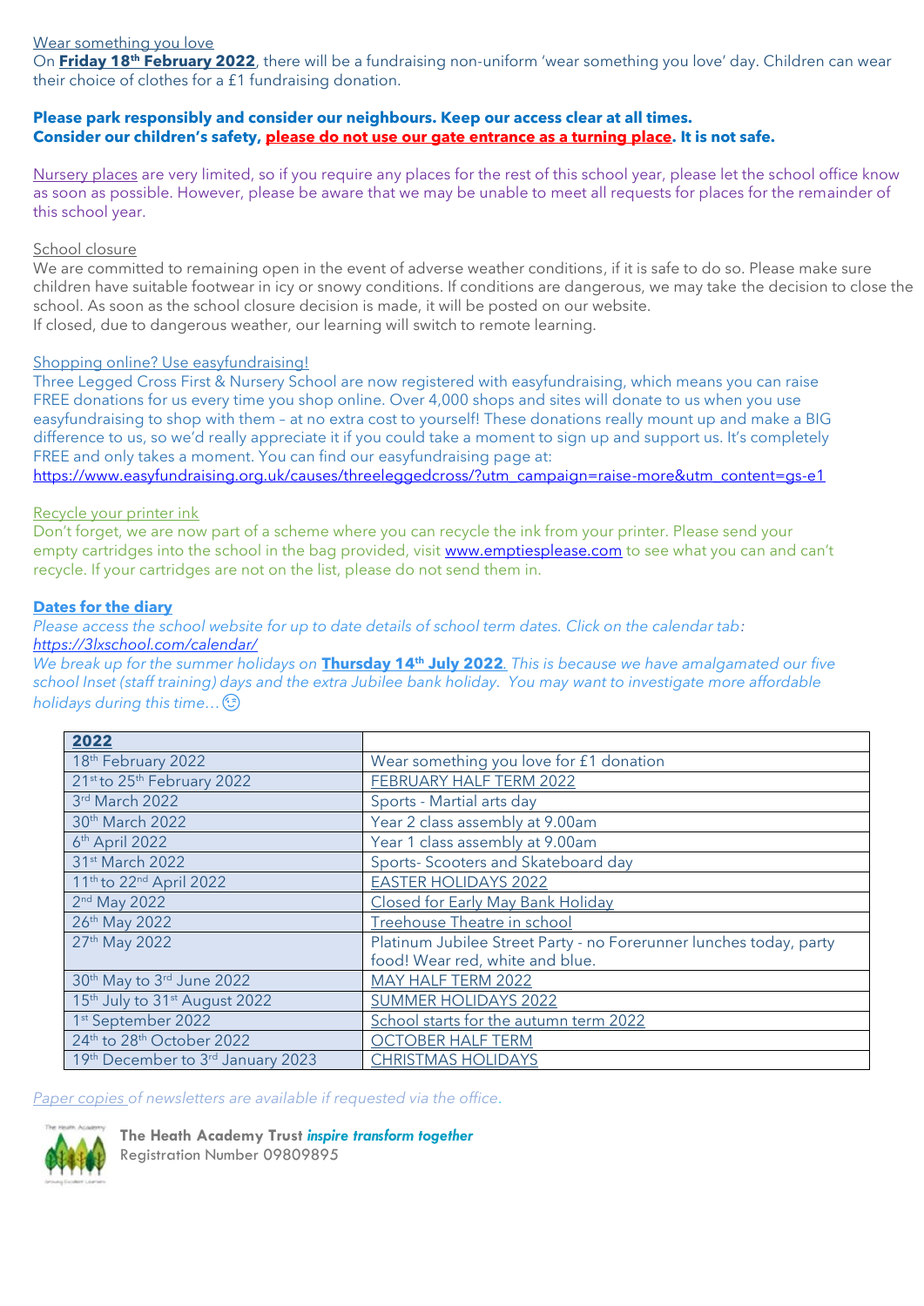Wear something you love

On **Friday 18th February 2022**, there will be a fundraising non-uniform 'wear something you love' day. Children can wear their choice of clothes for a £1 fundraising donation.

**Please park responsibly and consider our neighbours. Keep our access clear at all times.**
**Consider our children's safety, please do not use our gate entrance as a turning place. It is not safe.**

Nursery places are very limited, so if you require any places for the rest of this school year, please let the school office know as soon as possible. However, please be aware that we may be unable to meet all requests for places for the remainder of this school year.

School closure

We are committed to remaining open in the event of adverse weather conditions, if it is safe to do so. Please make sure children have suitable footwear in icy or snowy conditions. If conditions are dangerous, we may take the decision to close the school. As soon as the school closure decision is made, it will be posted on our website.
If closed, due to dangerous weather, our learning will switch to remote learning.

Shopping online? Use easyfundraising!

Three Legged Cross First & Nursery School are now registered with easyfundraising, which means you can raise FREE donations for us every time you shop online. Over 4,000 shops and sites will donate to us when you use easyfundraising to shop with them – at no extra cost to yourself! These donations really mount up and make a BIG difference to us, so we'd really appreciate it if you could take a moment to sign up and support us. It's completely FREE and only takes a moment. You can find our easyfundraising page at:
https://www.easyfundraising.org.uk/causes/threeleggedcross/?utm_campaign=raise-more&utm_content=gs-e1

Recycle your printer ink

Don't forget, we are now part of a scheme where you can recycle the ink from your printer. Please send your empty cartridges into the school in the bag provided, visit www.emptiesplease.com to see what you can and can't recycle. If your cartridges are not on the list, please do not send them in.

**Dates for the diary**

*Please access the school website for up to date details of school term dates. Click on the calendar tab: https://3lxschool.com/calendar/*

*We break up for the summer holidays on* ***Thursday 14th July 2022****. This is because we have amalgamated our five school Inset (staff training) days and the extra Jubilee bank holiday. You may want to investigate more affordable holidays during this time…😉*

| **2022** | |
|---|---|
| 18th February 2022 | Wear something you love for £1 donation |
| 21st to 25th February 2022 | FEBRUARY HALF TERM 2022 |
| 3rd March 2022 | Sports - Martial arts day |
| 30th March 2022 | Year 2 class assembly at 9.00am |
| 6th April 2022 | Year 1 class assembly at 9.00am |
| 31st March 2022 | Sports- Scooters and Skateboard day |
| 11th to 22nd April 2022 | EASTER HOLIDAYS 2022 |
| 2nd May 2022 | Closed for Early May Bank Holiday |
| 26th May 2022 | Treehouse Theatre in school |
| 27th May 2022 | Platinum Jubilee Street Party - no Forerunner lunches today, party food! Wear red, white and blue. |
| 30th May to 3rd June 2022 | MAY HALF TERM 2022 |
| 15th July to 31st August 2022 | SUMMER HOLIDAYS 2022 |
| 1st September 2022 | School starts for the autumn term 2022 |
| 24th to 28th October 2022 | OCTOBER HALF TERM |
| 19th December to 3rd January 2023 | CHRISTMAS HOLIDAYS |

*Paper copies of newsletters are available if requested via the office.*

**The Heath Academy Trust** *inspire transform together*
Registration Number 09809895